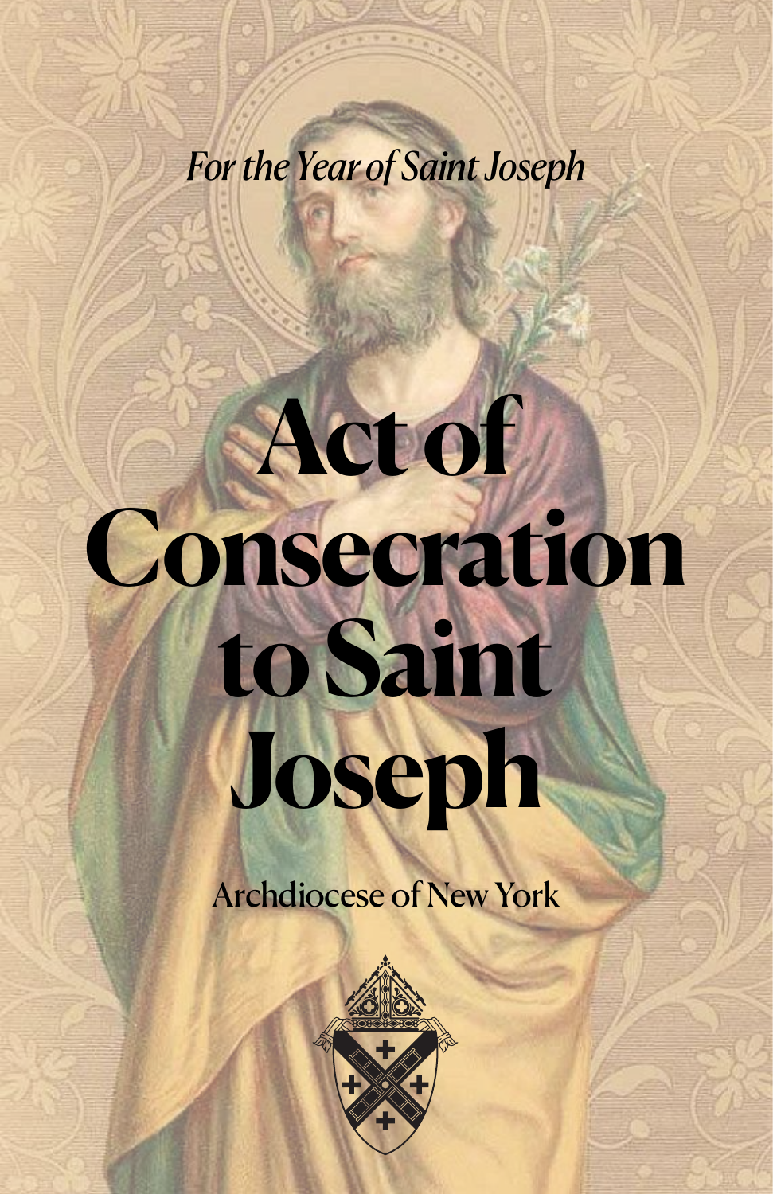*For the Year of Saint Joseph*

# Act of Consecration to Saint Joseph

Archdiocese of New York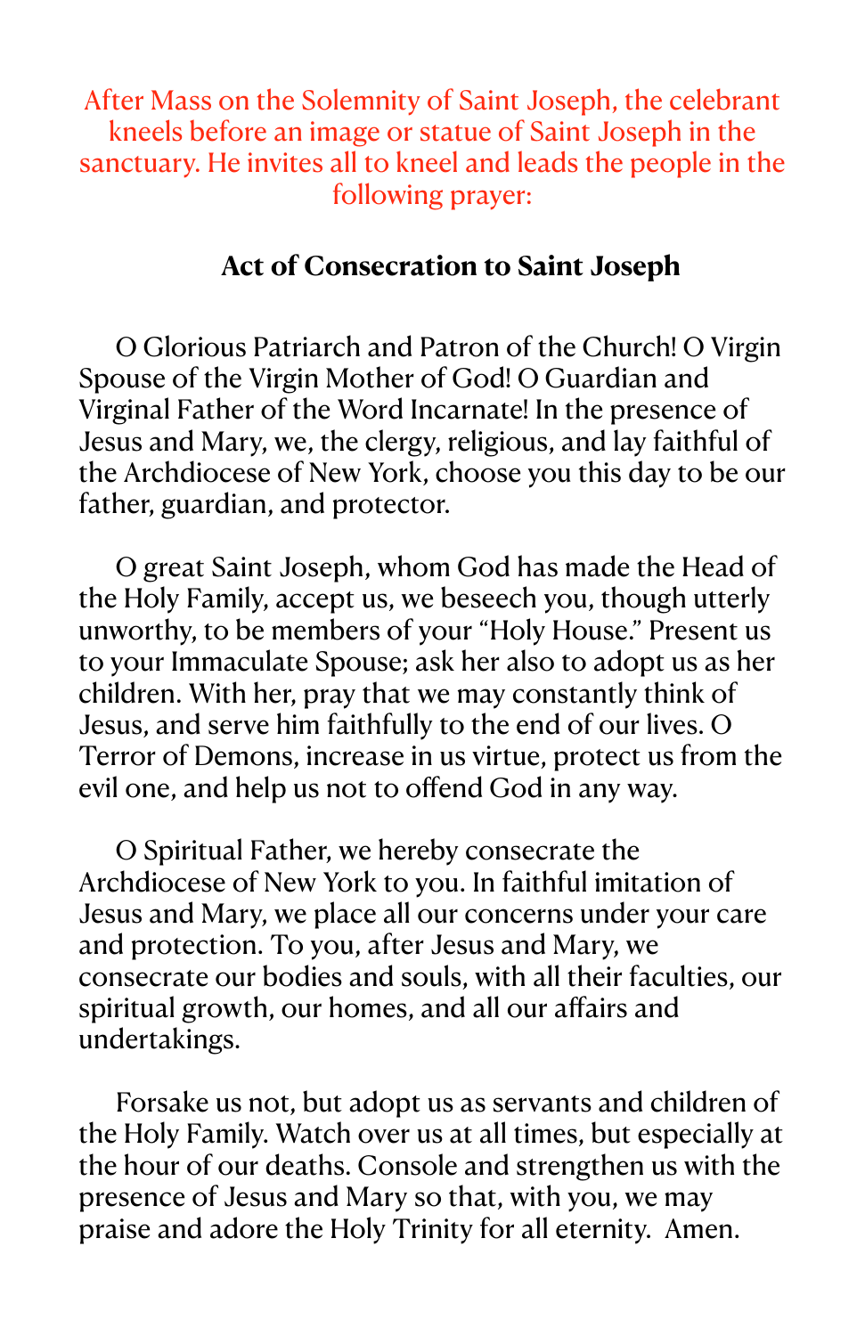*After Mass on the Solemnity of Saint Joseph, the celebrant kneels before an image or statue of Saint Joseph in the sanctuary. He invites all to kneel and leads the people in the following prayer:*

## Act of Consecration to Saint Joseph

O Glorious Patriarch and Patron of the Church! O Virgin Spouse of the Virgin Mother of God! O Guardian and Virginal Father of the Word Incarnate! In the presence of Jesus and Mary, we, the clergy, religious, and lay faithful of the Archdiocese of New York, choose you this day to be our father, guardian, and protector.

O great Saint Joseph, whom God has made the Head of the Holy Family, accept us, we beseech you, though utterly unworthy, to be members of your "Holy House." Present us to your Immaculate Spouse; ask her also to adopt us as her children. With her, pray that we may constantly think of Jesus, and serve him faithfully to the end of our lives. O Terror of Demons, increase in us virtue, protect us from the evil one, and help us not to offend God in any way.

O Spiritual Father, we hereby consecrate the Archdiocese of New York to you. In faithful imitation of Jesus and Mary, we place all our concerns under your care and protection. To you, after Jesus and Mary, we consecrate our bodies and souls, with all their faculties, our spiritual growth, our homes, and all our affairs and undertakings.

Forsake us not, but adopt us as servants and children of the Holy Family. Watch over us at all times, but especially at the hour of our deaths. Console and strengthen us with the presence of Jesus and Mary so that, with you, we may praise and adore the Holy Trinity for all eternity. Amen.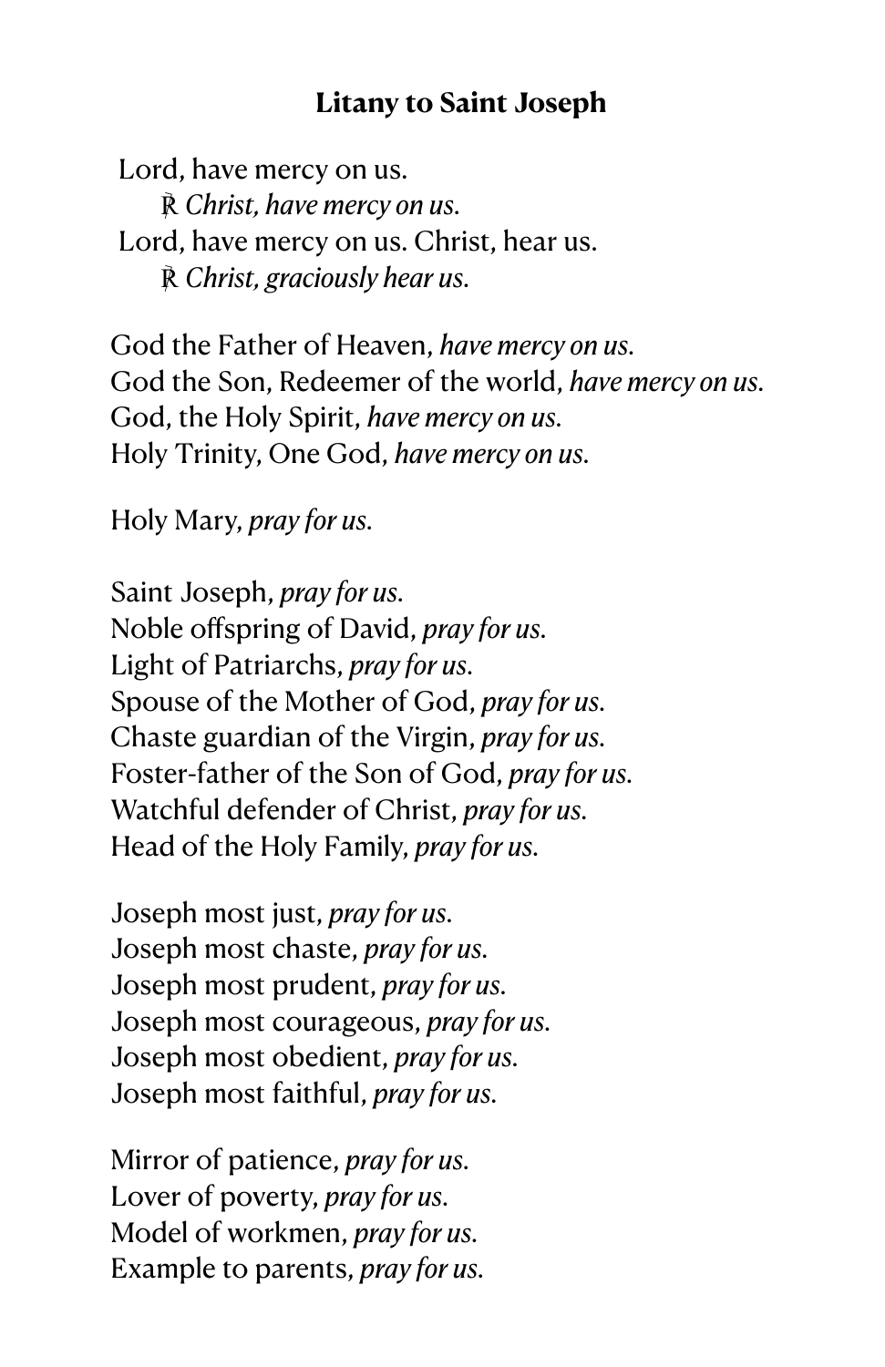**Litany to Saint Joseph**

Lord, have mercy on us.
℟ *Christ, have mercy on us.*
Lord, have mercy on us. Christ, hear us.
℟ *Christ, graciously hear us.*

God the Father of Heaven, *have mercy on us.*
God the Son, Redeemer of the world, *have mercy on us.*
God, the Holy Spirit, *have mercy on us.*
Holy Trinity, One God, *have mercy on us.*

Holy Mary, *pray for us.*

Saint Joseph, *pray for us.*
Noble offspring of David, *pray for us.*
Light of Patriarchs, *pray for us.*
Spouse of the Mother of God, *pray for us.*
Chaste guardian of the Virgin, *pray for us.*
Foster-father of the Son of God, *pray for us.*
Watchful defender of Christ, *pray for us.*
Head of the Holy Family, *pray for us.*

Joseph most just, *pray for us.*
Joseph most chaste, *pray for us.*
Joseph most prudent, *pray for us.*
Joseph most courageous, *pray for us.*
Joseph most obedient, *pray for us.*
Joseph most faithful, *pray for us.*

Mirror of patience, *pray for us.*
Lover of poverty, *pray for us.*
Model of workmen, *pray for us.*
Example to parents, *pray for us.*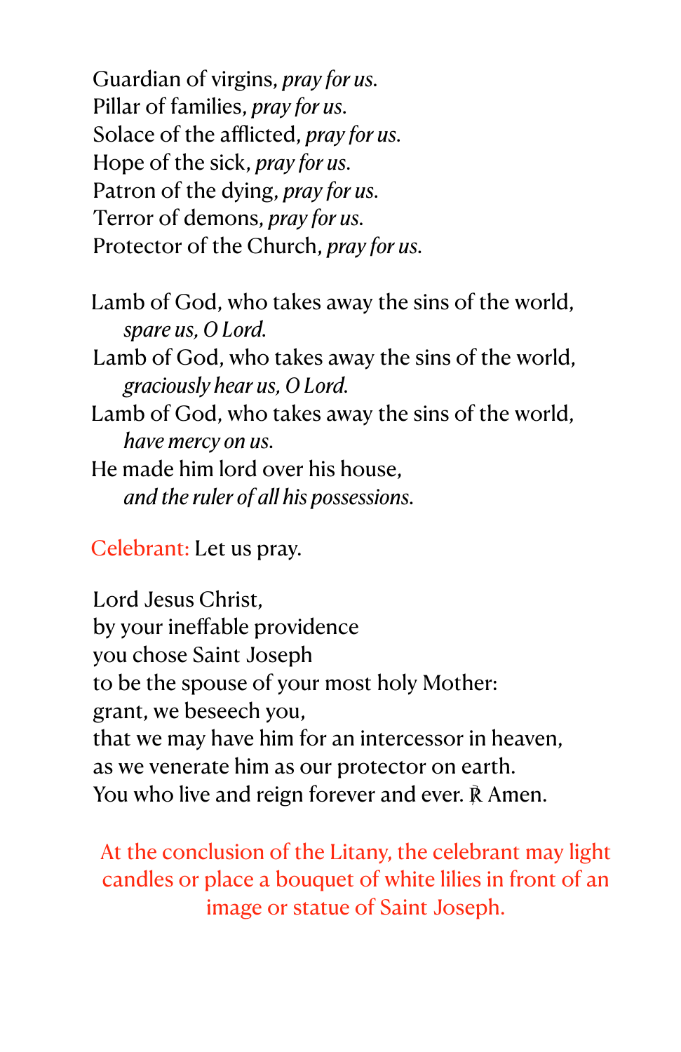Guardian of virgins, *pray for us.*
Pillar of families, *pray for us.*
Solace of the afflicted, *pray for us.*
Hope of the sick, *pray for us.*
Patron of the dying, *pray for us.*
Terror of demons, *pray for us.*
Protector of the Church, *pray for us.*

Lamb of God, who takes away the sins of the world,
*spare us, O Lord.*
Lamb of God, who takes away the sins of the world,
*graciously hear us, O Lord.*
Lamb of God, who takes away the sins of the world,
*have mercy on us.*
He made him lord over his house,
*and the ruler of all his possessions.*

Celebrant: Let us pray.

Lord Jesus Christ,
by your ineffable providence
you chose Saint Joseph
to be the spouse of your most holy Mother:
grant, we beseech you,
that we may have him for an intercessor in heaven,
as we venerate him as our protector on earth.
You who live and reign forever and ever. ℟ Amen.

At the conclusion of the Litany, the celebrant may light candles or place a bouquet of white lilies in front of an image or statue of Saint Joseph.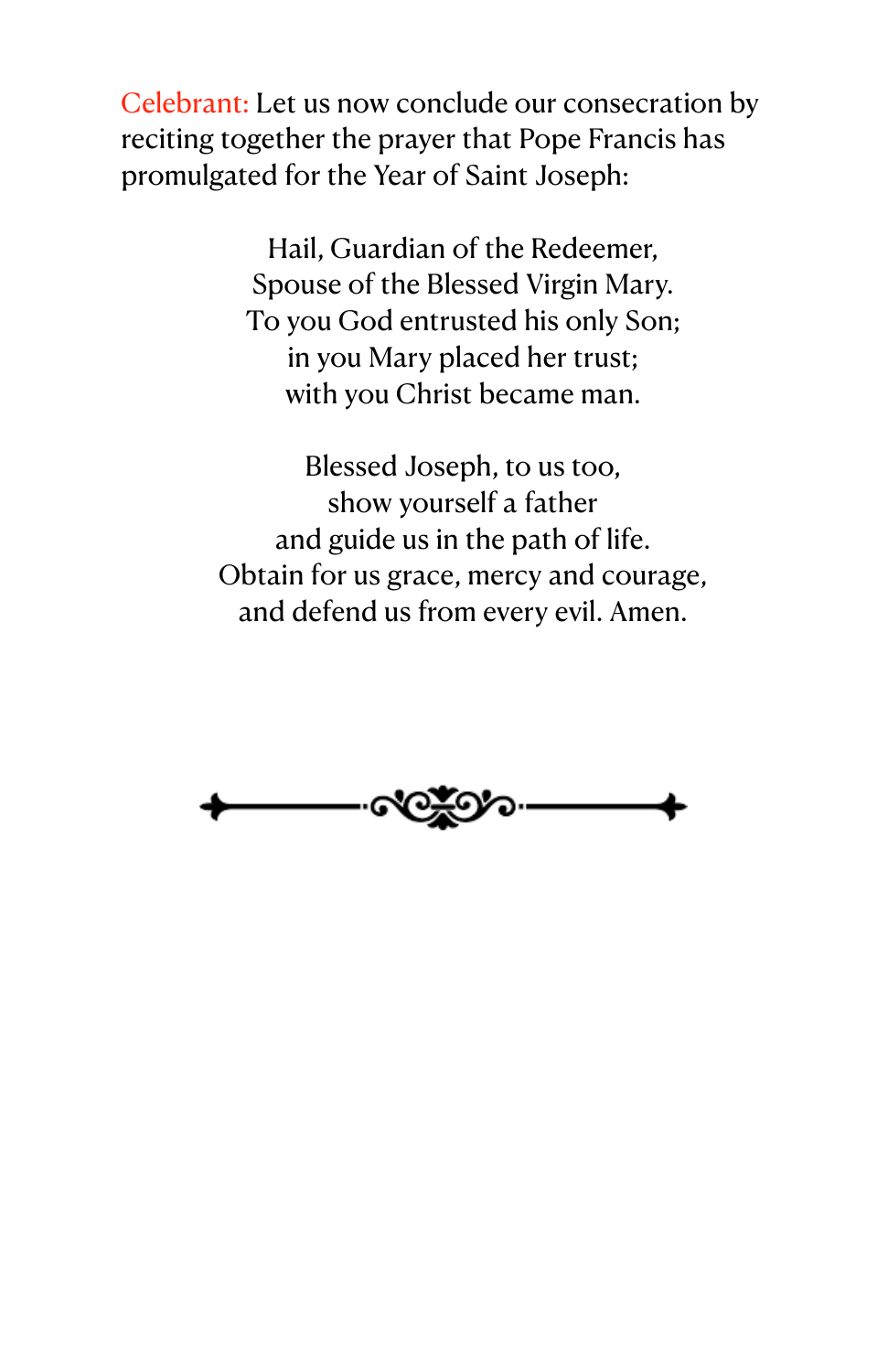Celebrant: Let us now conclude our consecration by reciting together the prayer that Pope Francis has promulgated for the Year of Saint Joseph:

Hail, Guardian of the Redeemer,  
Spouse of the Blessed Virgin Mary.  
To you God entrusted his only Son;  
in you Mary placed her trust;  
with you Christ became man.

Blessed Joseph, to us too,  
show yourself a father  
and guide us in the path of life.  
Obtain for us grace, mercy and courage,  
and defend us from every evil. Amen.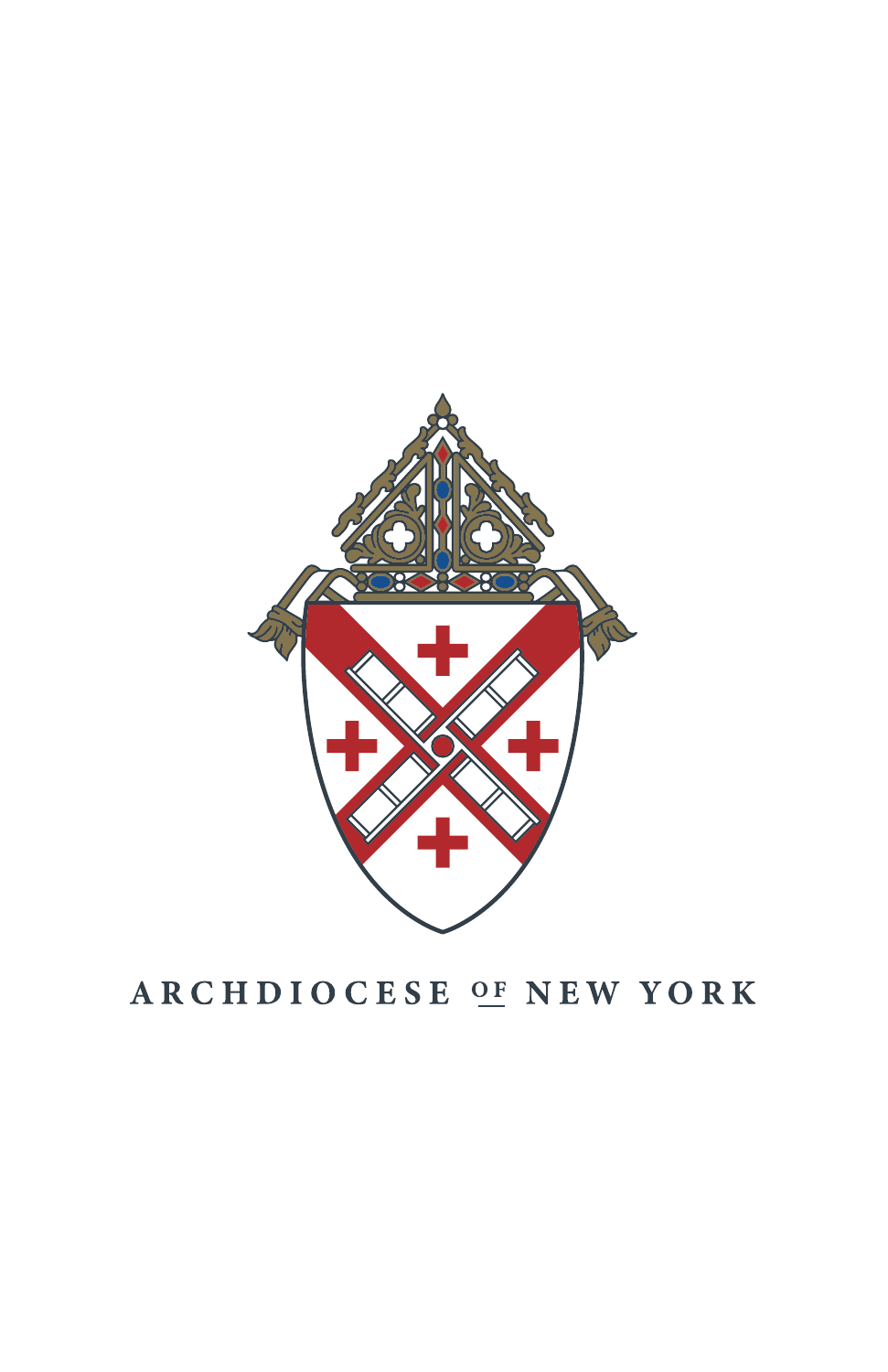ARCHDIOCESE OF NEW YORK